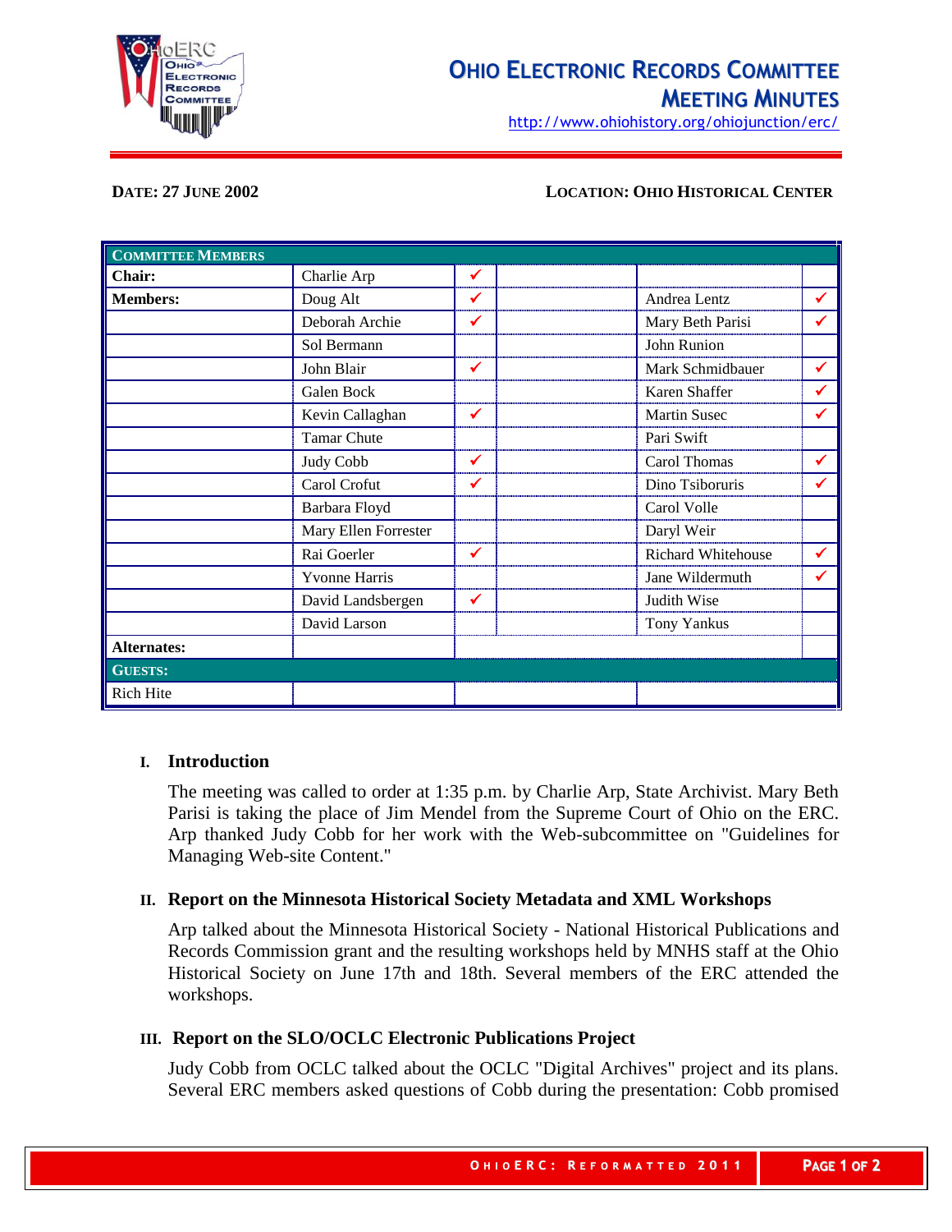# Ohio Electronic Records Committee Meeting Minutes

http://www.ohiohistory.org/ohiojunction/erc/

**Date: 27 June 2002** **Location: Ohio Historical Center**

| Committee Members | | | | | |
|---|---|---|---|---|---|
| **Chair:** | Charlie Arp | ✓ | | | |
| **Members:** | Doug Alt | ✓ | | Andrea Lentz | ✓ |
| | Deborah Archie | ✓ | | Mary Beth Parisi | ✓ |
| | Sol Bermann | | | John Runion | |
| | John Blair | ✓ | | Mark Schmidbauer | ✓ |
| | Galen Bock | | | Karen Shaffer | ✓ |
| | Kevin Callaghan | ✓ | | Martin Susec | ✓ |
| | Tamar Chute | | | Pari Swift | |
| | Judy Cobb | ✓ | | Carol Thomas | ✓ |
| | Carol Crofut | ✓ | | Dino Tsiboruris | ✓ |
| | Barbara Floyd | | | Carol Volle | |
| | Mary Ellen Forrester | | | Daryl Weir | |
| | Rai Goerler | ✓ | | Richard Whitehouse | ✓ |
| | Yvonne Harris | | | Jane Wildermuth | ✓ |
| | David Landsbergen | ✓ | | Judith Wise | |
| | David Larson | | | Tony Yankus | |
| **Alternates:** | | | | | |
| **Guests:** | | | | | |
| Rich Hite | | | | | |

## I. Introduction

The meeting was called to order at 1:35 p.m. by Charlie Arp, State Archivist. Mary Beth Parisi is taking the place of Jim Mendel from the Supreme Court of Ohio on the ERC. Arp thanked Judy Cobb for her work with the Web-subcommittee on "Guidelines for Managing Web-site Content."

## II. Report on the Minnesota Historical Society Metadata and XML Workshops

Arp talked about the Minnesota Historical Society - National Historical Publications and Records Commission grant and the resulting workshops held by MNHS staff at the Ohio Historical Society on June 17th and 18th. Several members of the ERC attended the workshops.

## III. Report on the SLO/OCLC Electronic Publications Project

Judy Cobb from OCLC talked about the OCLC "Digital Archives" project and its plans. Several ERC members asked questions of Cobb during the presentation: Cobb promised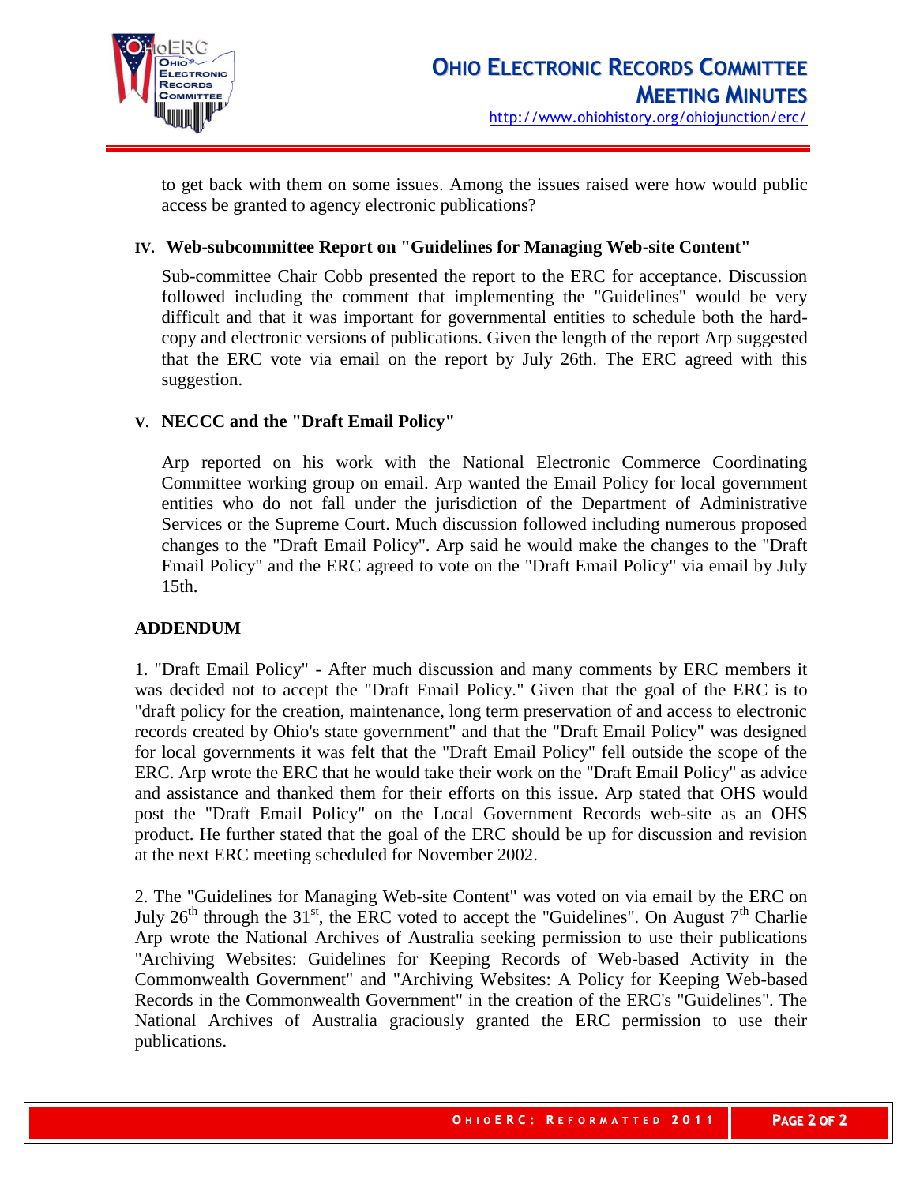to get back with them on some issues. Among the issues raised were how would public access be granted to agency electronic publications?

## IV. Web-subcommittee Report on "Guidelines for Managing Web-site Content"

Sub-committee Chair Cobb presented the report to the ERC for acceptance. Discussion followed including the comment that implementing the "Guidelines" would be very difficult and that it was important for governmental entities to schedule both the hard-copy and electronic versions of publications. Given the length of the report Arp suggested that the ERC vote via email on the report by July 26th. The ERC agreed with this suggestion.

## V. NECCC and the "Draft Email Policy"

Arp reported on his work with the National Electronic Commerce Coordinating Committee working group on email. Arp wanted the Email Policy for local government entities who do not fall under the jurisdiction of the Department of Administrative Services or the Supreme Court. Much discussion followed including numerous proposed changes to the "Draft Email Policy". Arp said he would make the changes to the "Draft Email Policy" and the ERC agreed to vote on the "Draft Email Policy" via email by July 15th.

## ADDENDUM

1. "Draft Email Policy" - After much discussion and many comments by ERC members it was decided not to accept the "Draft Email Policy." Given that the goal of the ERC is to "draft policy for the creation, maintenance, long term preservation of and access to electronic records created by Ohio's state government" and that the "Draft Email Policy" was designed for local governments it was felt that the "Draft Email Policy" fell outside the scope of the ERC. Arp wrote the ERC that he would take their work on the "Draft Email Policy" as advice and assistance and thanked them for their efforts on this issue. Arp stated that OHS would post the "Draft Email Policy" on the Local Government Records web-site as an OHS product. He further stated that the goal of the ERC should be up for discussion and revision at the next ERC meeting scheduled for November 2002.

2. The "Guidelines for Managing Web-site Content" was voted on via email by the ERC on July 26th through the 31st, the ERC voted to accept the "Guidelines". On August 7th Charlie Arp wrote the National Archives of Australia seeking permission to use their publications "Archiving Websites: Guidelines for Keeping Records of Web-based Activity in the Commonwealth Government" and "Archiving Websites: A Policy for Keeping Web-based Records in the Commonwealth Government" in the creation of the ERC's "Guidelines". The National Archives of Australia graciously granted the ERC permission to use their publications.